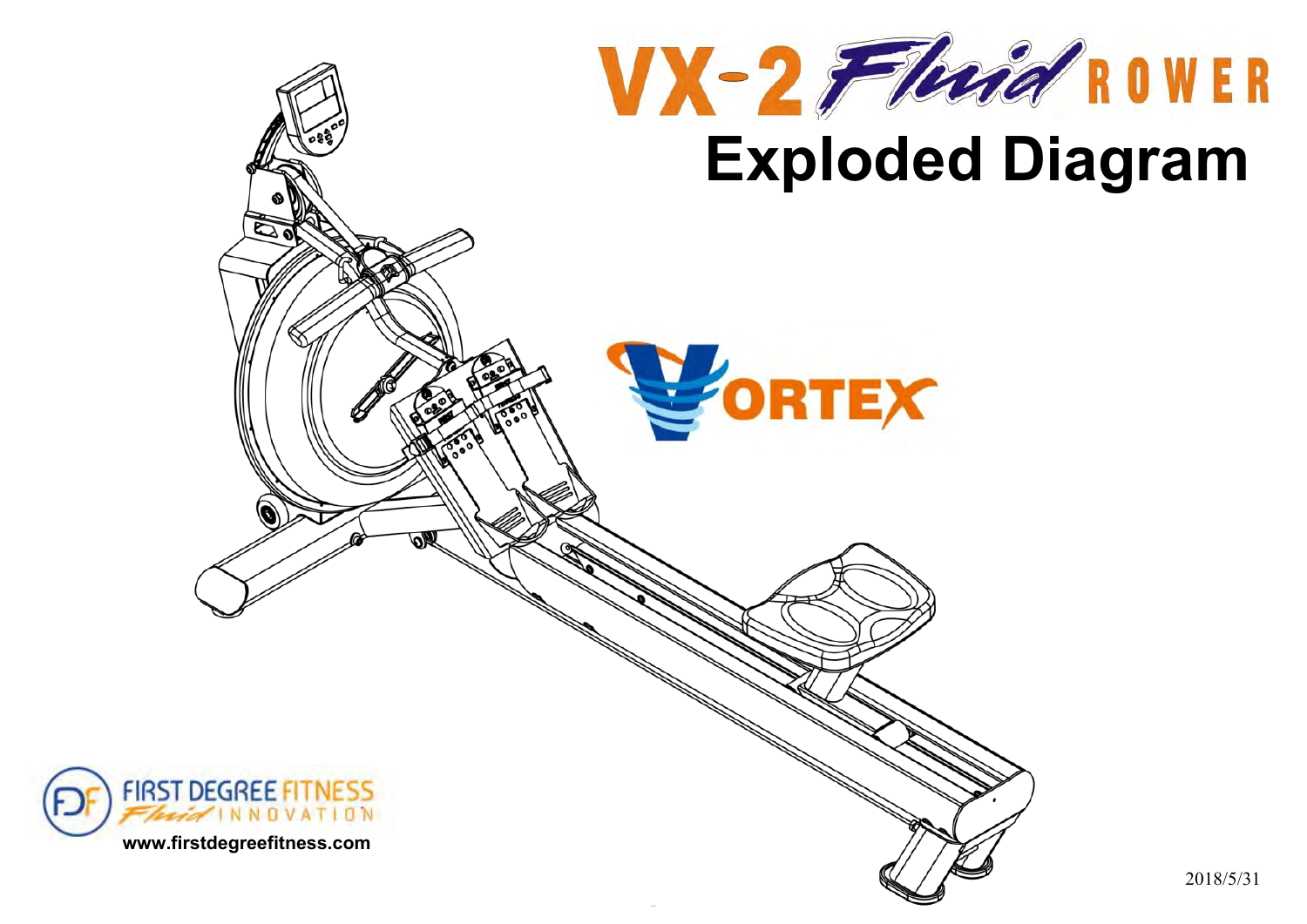# VX-2 Fluid ROWER

# Exploded Diagram

VORTEX

FIRST DEGREE FITNESS
Fluid INNOVATION

www.firstdegreefitness.com

2018/5/31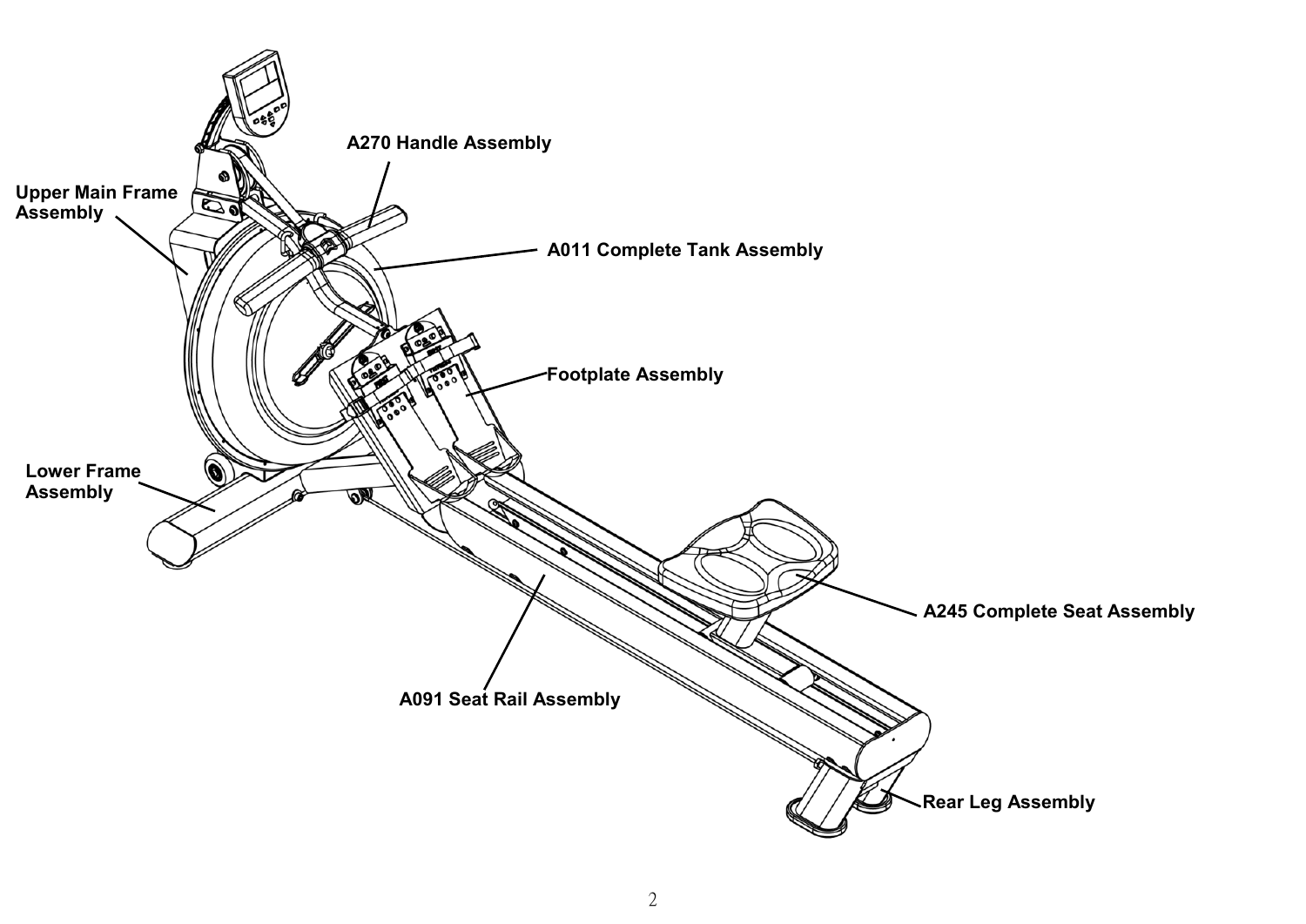A270 Handle Assembly

Upper Main Frame Assembly

A011 Complete Tank Assembly

Footplate Assembly

Lower Frame Assembly

A245 Complete Seat Assembly

A091 Seat Rail Assembly

Rear Leg Assembly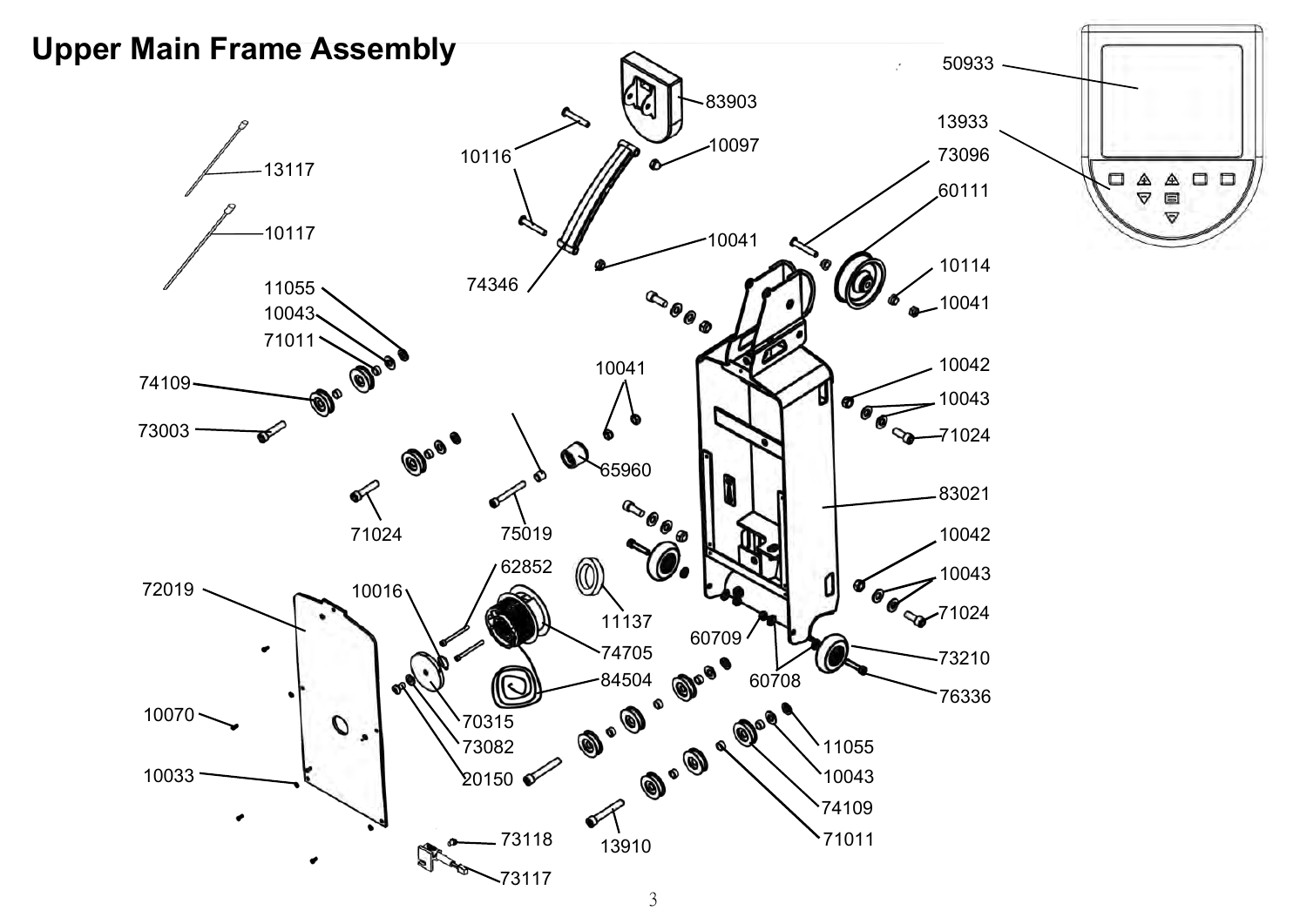# Upper Main Frame Assembly

13117
10117
11055
10043
71011
74109
73003
10116
74346
83903
10097
10041
71024
75019
10041
65960
72019
10016
62852
74705
84504
11137
60709
60708
70315
73082
20150
10070
10033
73118
73117
13910
11055
10043
74109
71011
50933
13933
73096
60111
10114
10041
10042
10043
71024
83021
10042
10043
71024
73210
76336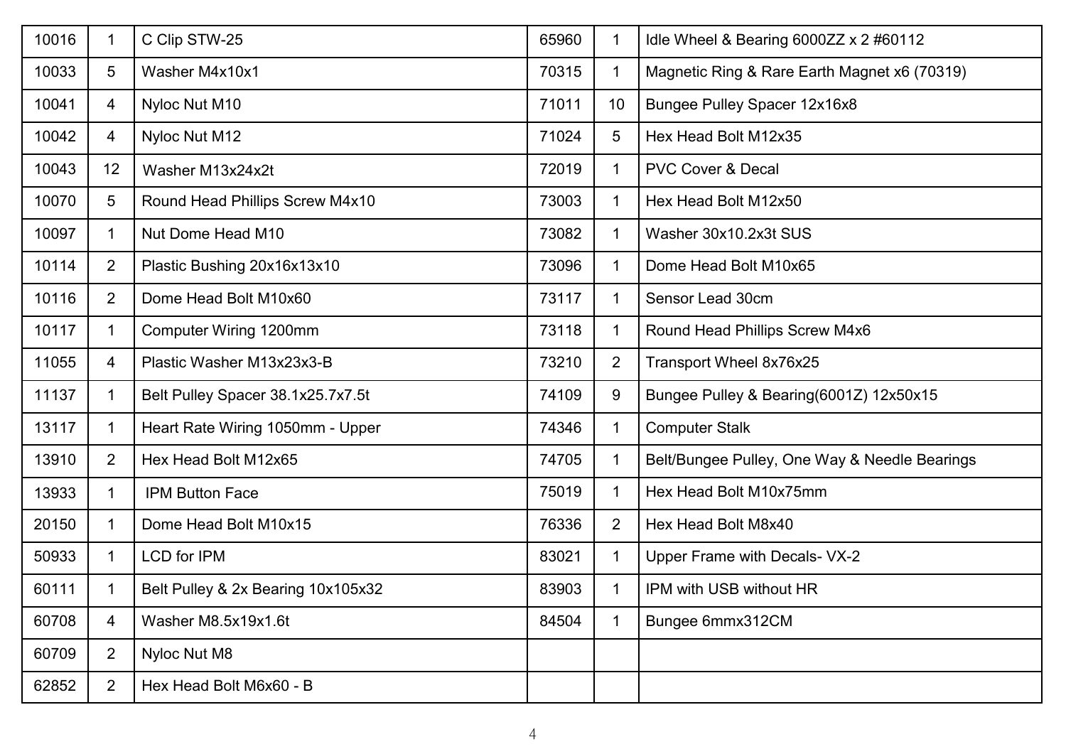| | | | | | |
|---|---|---|---|---|---|
| 10016 | 1 | C Clip STW-25 | 65960 | 1 | Idle Wheel & Bearing 6000ZZ x 2 #60112 |
| 10033 | 5 | Washer M4x10x1 | 70315 | 1 | Magnetic Ring & Rare Earth Magnet x6 (70319) |
| 10041 | 4 | Nyloc Nut M10 | 71011 | 10 | Bungee Pulley Spacer 12x16x8 |
| 10042 | 4 | Nyloc Nut M12 | 71024 | 5 | Hex Head Bolt M12x35 |
| 10043 | 12 | Washer M13x24x2t | 72019 | 1 | PVC Cover & Decal |
| 10070 | 5 | Round Head Phillips Screw M4x10 | 73003 | 1 | Hex Head Bolt M12x50 |
| 10097 | 1 | Nut Dome Head M10 | 73082 | 1 | Washer 30x10.2x3t SUS |
| 10114 | 2 | Plastic Bushing 20x16x13x10 | 73096 | 1 | Dome Head Bolt M10x65 |
| 10116 | 2 | Dome Head Bolt M10x60 | 73117 | 1 | Sensor Lead 30cm |
| 10117 | 1 | Computer Wiring 1200mm | 73118 | 1 | Round Head Phillips Screw M4x6 |
| 11055 | 4 | Plastic Washer M13x23x3-B | 73210 | 2 | Transport Wheel 8x76x25 |
| 11137 | 1 | Belt Pulley Spacer 38.1x25.7x7.5t | 74109 | 9 | Bungee Pulley & Bearing(6001Z) 12x50x15 |
| 13117 | 1 | Heart Rate Wiring 1050mm - Upper | 74346 | 1 | Computer Stalk |
| 13910 | 2 | Hex Head Bolt M12x65 | 74705 | 1 | Belt/Bungee Pulley, One Way & Needle Bearings |
| 13933 | 1 | IPM Button Face | 75019 | 1 | Hex Head Bolt M10x75mm |
| 20150 | 1 | Dome Head Bolt M10x15 | 76336 | 2 | Hex Head Bolt M8x40 |
| 50933 | 1 | LCD for IPM | 83021 | 1 | Upper Frame with Decals- VX-2 |
| 60111 | 1 | Belt Pulley & 2x Bearing 10x105x32 | 83903 | 1 | IPM with USB without HR |
| 60708 | 4 | Washer M8.5x19x1.6t | 84504 | 1 | Bungee 6mmx312CM |
| 60709 | 2 | Nyloc Nut M8 | | | |
| 62852 | 2 | Hex Head Bolt M6x60 - B | | | |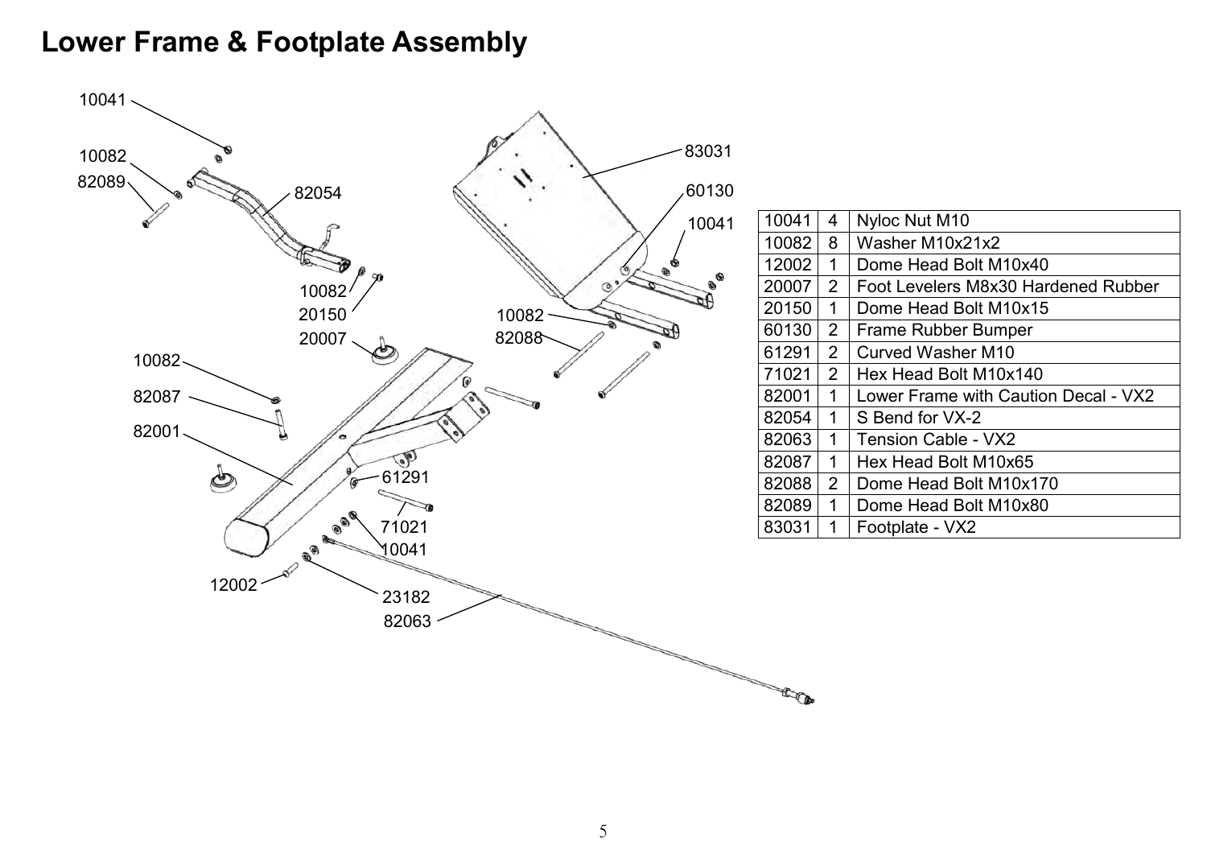# Lower Frame & Footplate Assembly

| | | |
|---|---|---|
| 10041 | 4 | Nyloc Nut M10 |
| 10082 | 8 | Washer M10x21x2 |
| 12002 | 1 | Dome Head Bolt M10x40 |
| 20007 | 2 | Foot Levelers M8x30 Hardened Rubber |
| 20150 | 1 | Dome Head Bolt M10x15 |
| 60130 | 2 | Frame Rubber Bumper |
| 61291 | 2 | Curved Washer M10 |
| 71021 | 2 | Hex Head Bolt M10x140 |
| 82001 | 1 | Lower Frame with Caution Decal - VX2 |
| 82054 | 1 | S Bend for VX-2 |
| 82063 | 1 | Tension Cable - VX2 |
| 82087 | 1 | Hex Head Bolt M10x65 |
| 82088 | 2 | Dome Head Bolt M10x170 |
| 82089 | 1 | Dome Head Bolt M10x80 |
| 83031 | 1 | Footplate - VX2 |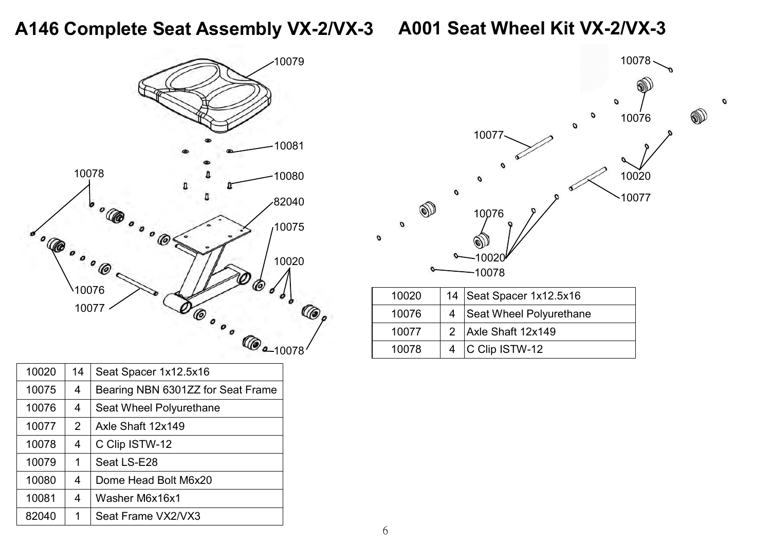# A146 Complete Seat Assembly VX-2/VX-3

| 10020 | 14 | Seat Spacer 1x12.5x16 |
|---|---|---|
| 10075 | 4 | Bearing NBN 6301ZZ for Seat Frame |
| 10076 | 4 | Seat Wheel Polyurethane |
| 10077 | 2 | Axle Shaft 12x149 |
| 10078 | 4 | C Clip ISTW-12 |
| 10079 | 1 | Seat LS-E28 |
| 10080 | 4 | Dome Head Bolt M6x20 |
| 10081 | 4 | Washer M6x16x1 |
| 82040 | 1 | Seat Frame VX2/VX3 |

# A001 Seat Wheel Kit VX-2/VX-3

| 10020 | 14 | Seat Spacer 1x12.5x16 |
|---|---|---|
| 10076 | 4 | Seat Wheel Polyurethane |
| 10077 | 2 | Axle Shaft 12x149 |
| 10078 | 4 | C Clip ISTW-12 |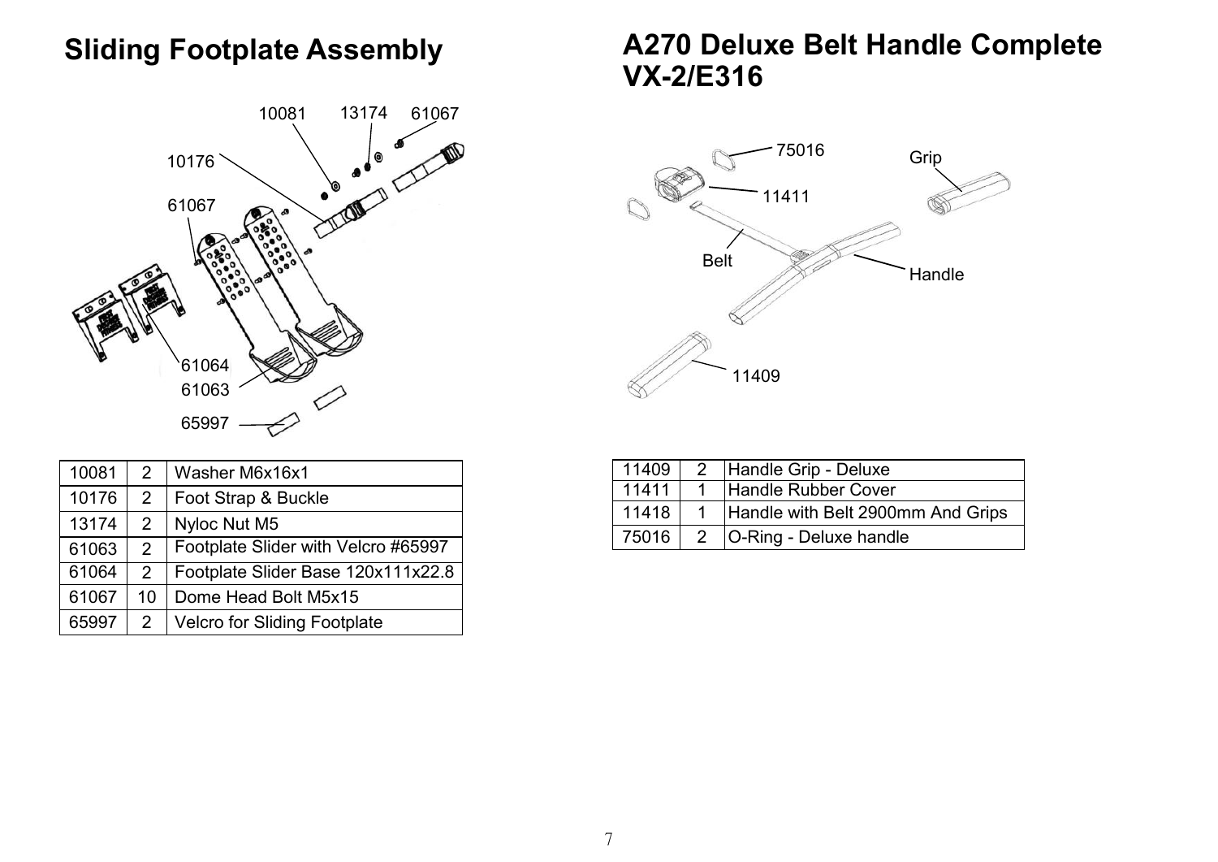## Sliding Footplate Assembly

| | | |
|---|---|---|
| 10081 | 2 | Washer M6x16x1 |
| 10176 | 2 | Foot Strap & Buckle |
| 13174 | 2 | Nyloc Nut M5 |
| 61063 | 2 | Footplate Slider with Velcro #65997 |
| 61064 | 2 | Footplate Slider Base 120x111x22.8 |
| 61067 | 10 | Dome Head Bolt M5x15 |
| 65997 | 2 | Velcro for Sliding Footplate |

## A270 Deluxe Belt Handle Complete VX-2/E316

| | | |
|---|---|---|
| 11409 | 2 | Handle Grip - Deluxe |
| 11411 | 1 | Handle Rubber Cover |
| 11418 | 1 | Handle with Belt 2900mm And Grips |
| 75016 | 2 | O-Ring - Deluxe handle |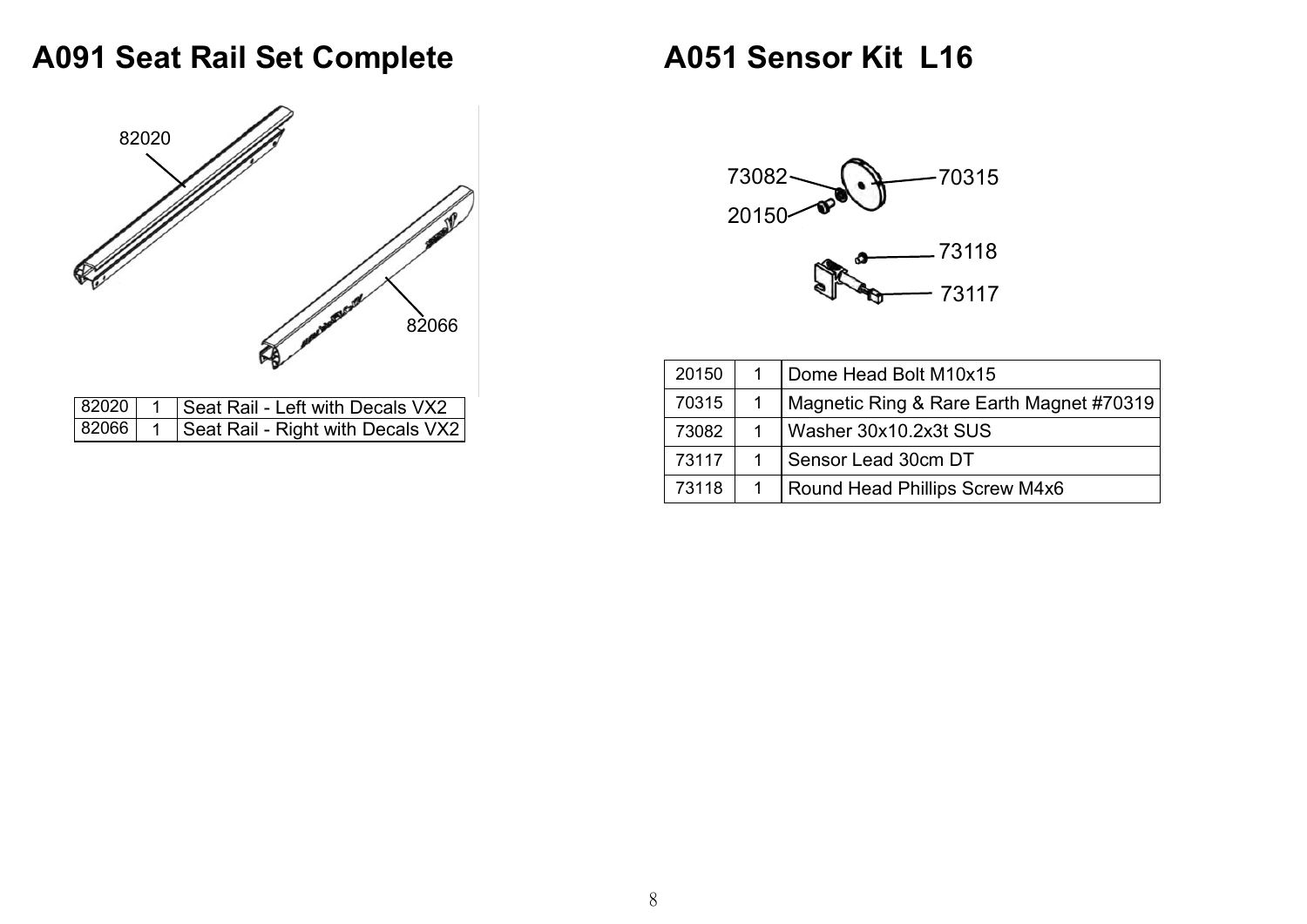# A091 Seat Rail Set Complete

| | | |
|---|---|---|
| 82020 | 1 | Seat Rail - Left with Decals VX2 |
| 82066 | 1 | Seat Rail - Right with Decals VX2 |

# A051 Sensor Kit L16

| | | |
|---|---|---|
| 20150 | 1 | Dome Head Bolt M10x15 |
| 70315 | 1 | Magnetic Ring & Rare Earth Magnet #70319 |
| 73082 | 1 | Washer 30x10.2x3t SUS |
| 73117 | 1 | Sensor Lead 30cm DT |
| 73118 | 1 | Round Head Phillips Screw M4x6 |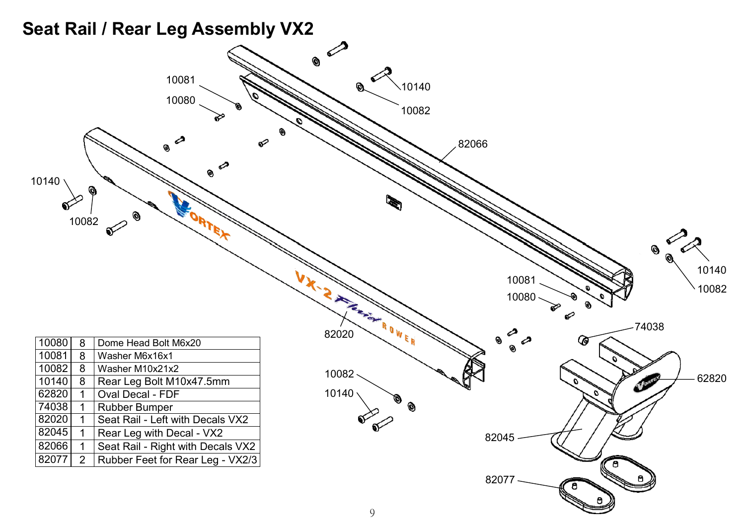# Seat Rail / Rear Leg Assembly VX2

| | | |
|---|---|---|
| 10080 | 8 | Dome Head Bolt M6x20 |
| 10081 | 8 | Washer M6x16x1 |
| 10082 | 8 | Washer M10x21x2 |
| 10140 | 8 | Rear Leg Bolt M10x47.5mm |
| 62820 | 1 | Oval Decal - FDF |
| 74038 | 1 | Rubber Bumper |
| 82020 | 1 | Seat Rail - Left with Decals VX2 |
| 82045 | 1 | Rear Leg with Decal - VX2 |
| 82066 | 1 | Seat Rail - Right with Decals VX2 |
| 82077 | 2 | Rubber Feet for Rear Leg - VX2/3 |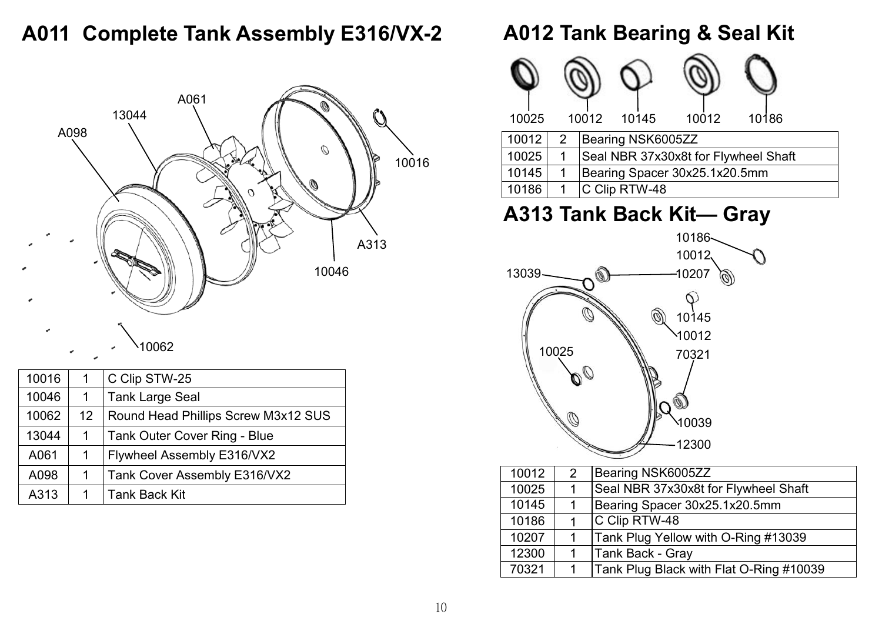# A011 Complete Tank Assembly E316/VX-2

| | | |
|---|---|---|
| 10016 | 1 | C Clip STW-25 |
| 10046 | 1 | Tank Large Seal |
| 10062 | 12 | Round Head Phillips Screw M3x12 SUS |
| 13044 | 1 | Tank Outer Cover Ring - Blue |
| A061 | 1 | Flywheel Assembly E316/VX2 |
| A098 | 1 | Tank Cover Assembly E316/VX2 |
| A313 | 1 | Tank Back Kit |

# A012 Tank Bearing & Seal Kit

| | | |
|---|---|---|
| 10012 | 2 | Bearing NSK6005ZZ |
| 10025 | 1 | Seal NBR 37x30x8t for Flywheel Shaft |
| 10145 | 1 | Bearing Spacer 30x25.1x20.5mm |
| 10186 | 1 | C Clip RTW-48 |

# A313 Tank Back Kit— Gray

| | | |
|---|---|---|
| 10012 | 2 | Bearing NSK6005ZZ |
| 10025 | 1 | Seal NBR 37x30x8t for Flywheel Shaft |
| 10145 | 1 | Bearing Spacer 30x25.1x20.5mm |
| 10186 | 1 | C Clip RTW-48 |
| 10207 | 1 | Tank Plug Yellow with O-Ring #13039 |
| 12300 | 1 | Tank Back - Gray |
| 70321 | 1 | Tank Plug Black with Flat O-Ring #10039 |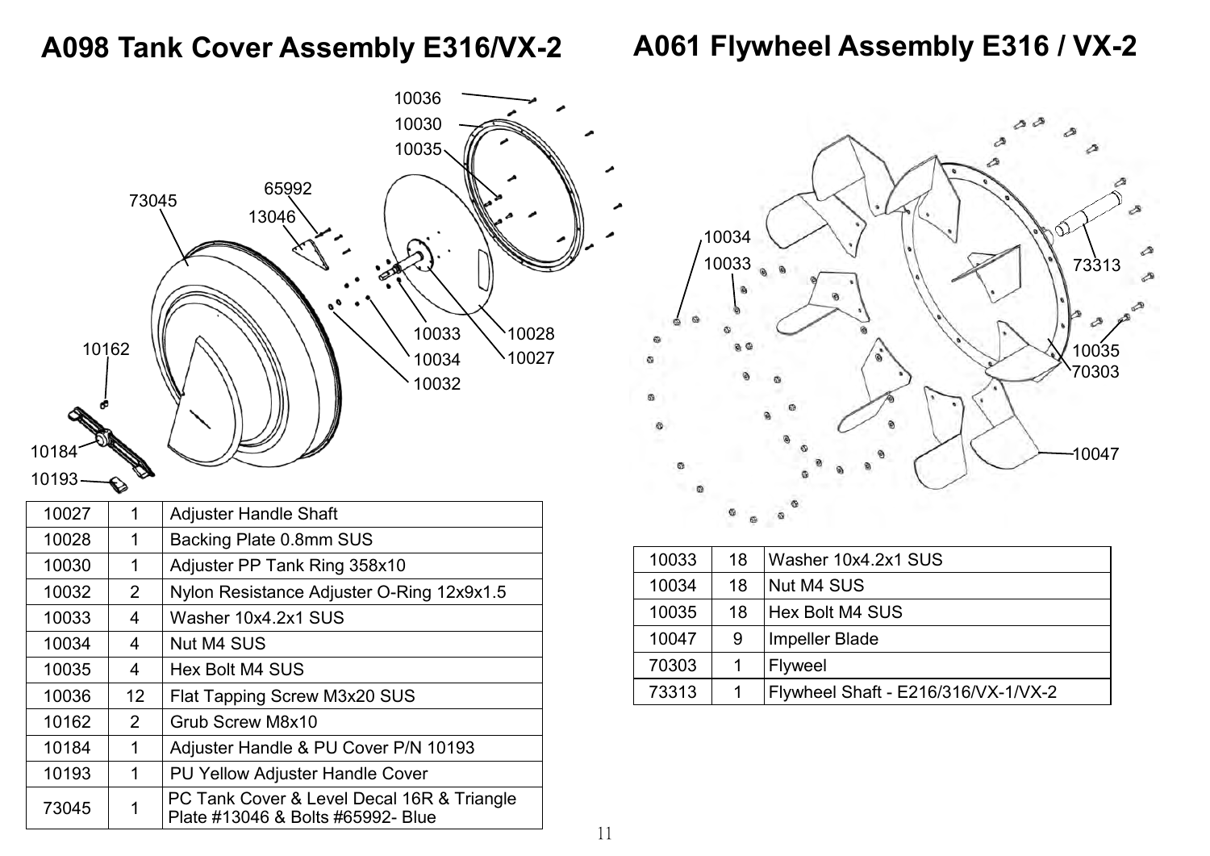## A098 Tank Cover Assembly E316/VX-2

| | | |
|---|---|---|
| 10027 | 1 | Adjuster Handle Shaft |
| 10028 | 1 | Backing Plate 0.8mm SUS |
| 10030 | 1 | Adjuster PP Tank Ring 358x10 |
| 10032 | 2 | Nylon Resistance Adjuster O-Ring 12x9x1.5 |
| 10033 | 4 | Washer 10x4.2x1 SUS |
| 10034 | 4 | Nut M4 SUS |
| 10035 | 4 | Hex Bolt M4 SUS |
| 10036 | 12 | Flat Tapping Screw M3x20 SUS |
| 10162 | 2 | Grub Screw M8x10 |
| 10184 | 1 | Adjuster Handle & PU Cover P/N 10193 |
| 10193 | 1 | PU Yellow Adjuster Handle Cover |
| 73045 | 1 | PC Tank Cover & Level Decal 16R & Triangle Plate #13046 & Bolts #65992- Blue |

## A061 Flywheel Assembly E316 / VX-2

| | | |
|---|---|---|
| 10033 | 18 | Washer 10x4.2x1 SUS |
| 10034 | 18 | Nut M4 SUS |
| 10035 | 18 | Hex Bolt M4 SUS |
| 10047 | 9 | Impeller Blade |
| 70303 | 1 | Flyweel |
| 73313 | 1 | Flywheel Shaft - E216/316/VX-1/VX-2 |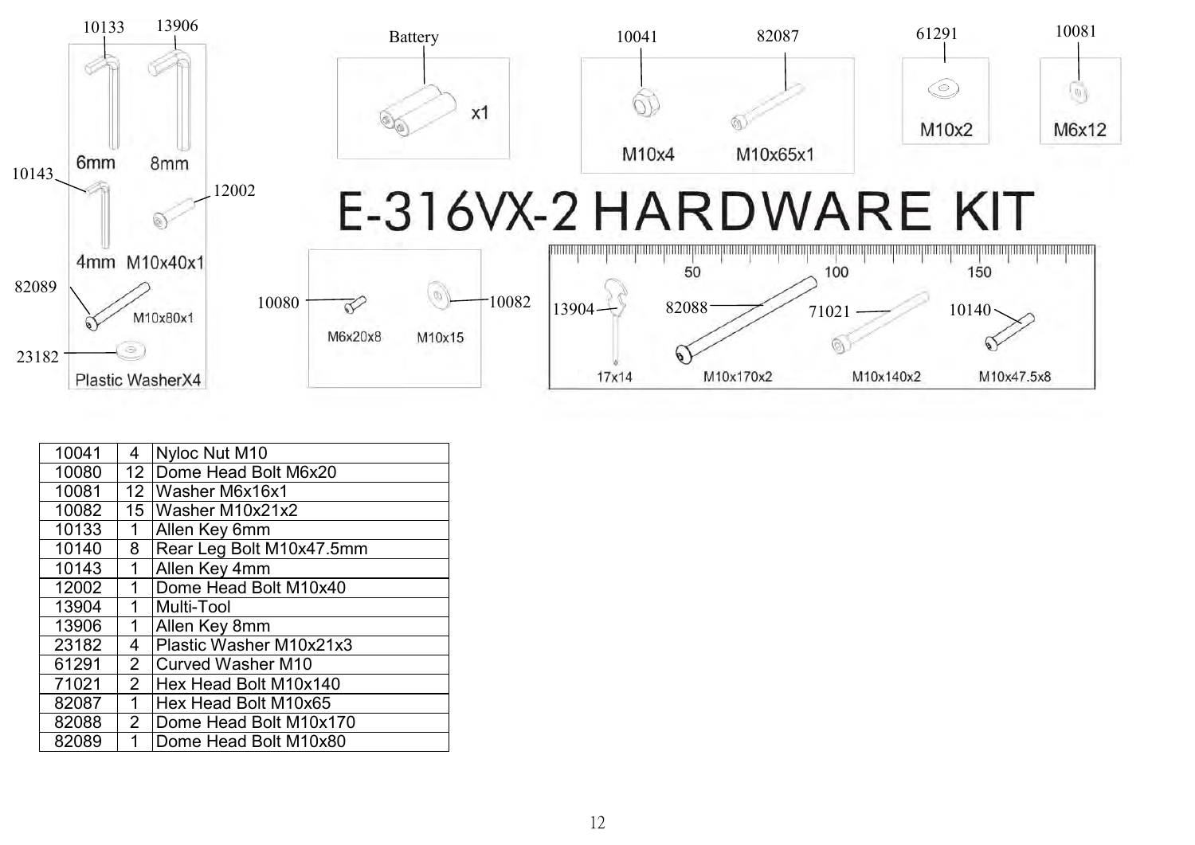# E-316VX-2 HARDWARE KIT

10133 6mm

13906 8mm

10143 4mm

12002 M10x40x1

82089 M10x80x1

23182 Plastic WasherX4

Battery x1

10041 M10x4

82087 M10x65x1

61291 M10x2

10081 M6x12

10080 M6x20x8

10082 M10x15

13904 17x14

82088 M10x170x2

71021 M10x140x2

10140 M10x47.5x8

50 100 150

| | | |
|---|---|---|
| 10041 | 4 | Nyloc Nut M10 |
| 10080 | 12 | Dome Head Bolt M6x20 |
| 10081 | 12 | Washer M6x16x1 |
| 10082 | 15 | Washer M10x21x2 |
| 10133 | 1 | Allen Key 6mm |
| 10140 | 8 | Rear Leg Bolt M10x47.5mm |
| 10143 | 1 | Allen Key 4mm |
| 12002 | 1 | Dome Head Bolt M10x40 |
| 13904 | 1 | Multi-Tool |
| 13906 | 1 | Allen Key 8mm |
| 23182 | 4 | Plastic Washer M10x21x3 |
| 61291 | 2 | Curved Washer M10 |
| 71021 | 2 | Hex Head Bolt M10x140 |
| 82087 | 1 | Hex Head Bolt M10x65 |
| 82088 | 2 | Dome Head Bolt M10x170 |
| 82089 | 1 | Dome Head Bolt M10x80 |